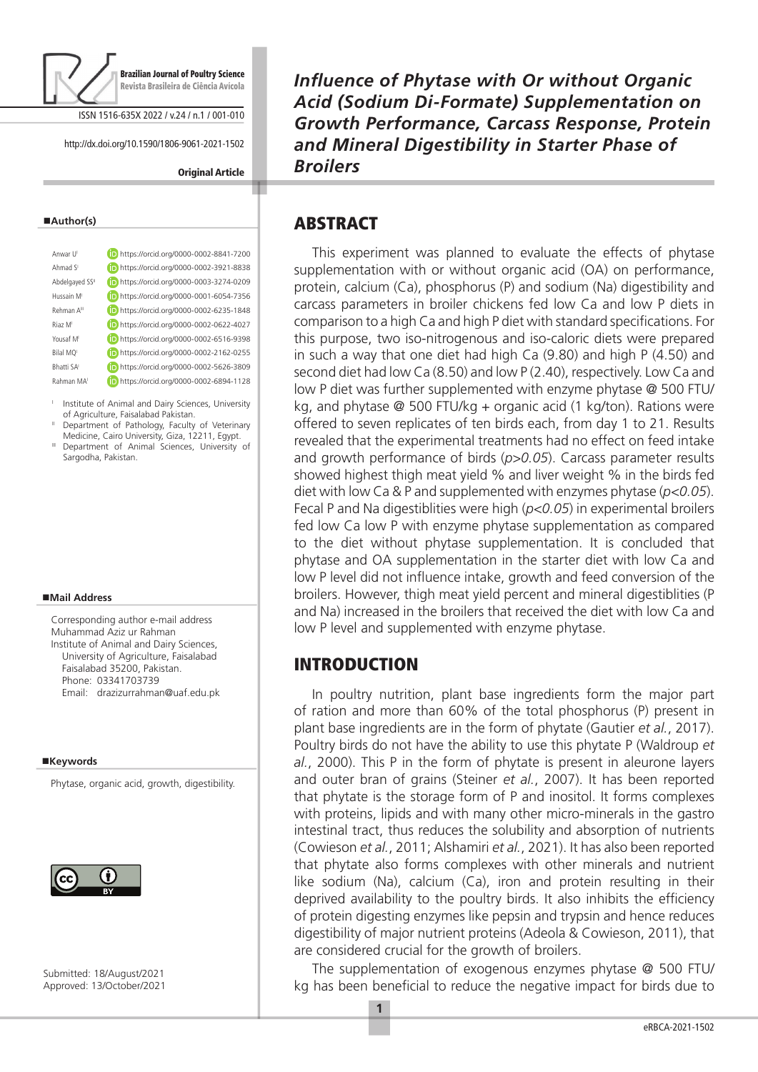# Influence of Phytase with Or without Organic Acid (Sodium Di-Formate) Supplementation on Growth Performance, Carcass Response, Protein and Mineral Digestibility in Starter Phase of Broilers

**Original Article**

ISSN 1516-635X 2022 / v.24 / n.1 / 001-010

http://dx.doi.org/10.1590/1806-9061-2021-1502

## Author(s)

Anwar U[I] https://orcid.org/0000-0002-8841-7200
Ahmad S[I] https://orcid.org/0000-0002-3921-8838
Abdelgayed SS[II] https://orcid.org/0000-0003-3274-0209
Hussain M[I] https://orcid.org/0000-0001-6054-7356
Rehman A[III] https://orcid.org/0000-0002-6235-1848
Riaz M[I] https://orcid.org/0000-0002-0622-4027
Yousaf M[I] https://orcid.org/0000-0002-6516-9398
Bilal MQ[I] https://orcid.org/0000-0002-2162-0255
Bhatti SA[I] https://orcid.org/0000-0002-5626-3809
Rahman MA[I] https://orcid.org/0000-0002-6894-1128

[I] Institute of Animal and Dairy Sciences, University of Agriculture, Faisalabad Pakistan.
[II] Department of Pathology, Faculty of Veterinary Medicine, Cairo University, Giza, 12211, Egypt.
[III] Department of Animal Sciences, University of Sargodha, Pakistan.

## Mail Address

Corresponding author e-mail address
Muhammad Aziz ur Rahman
Institute of Animal and Dairy Sciences, University of Agriculture, Faisalabad
Faisalabad 35200, Pakistan.
Phone: 03341703739
Email: drazizurrahman@uaf.edu.pk

## Keywords

Phytase, organic acid, growth, digestibility.

Submitted: 18/August/2021
Approved: 13/October/2021

## ABSTRACT

This experiment was planned to evaluate the effects of phytase supplementation with or without organic acid (OA) on performance, protein, calcium (Ca), phosphorus (P) and sodium (Na) digestibility and carcass parameters in broiler chickens fed low Ca and low P diets in comparison to a high Ca and high P diet with standard specifications. For this purpose, two iso-nitrogenous and iso-caloric diets were prepared in such a way that one diet had high Ca (9.80) and high P (4.50) and second diet had low Ca (8.50) and low P (2.40), respectively. Low Ca and low P diet was further supplemented with enzyme phytase @ 500 FTU/kg, and phytase @ 500 FTU/kg + organic acid (1 kg/ton). Rations were offered to seven replicates of ten birds each, from day 1 to 21. Results revealed that the experimental treatments had no effect on feed intake and growth performance of birds (*$p>0.05$*). Carcass parameter results showed highest thigh meat yield % and liver weight % in the birds fed diet with low Ca & P and supplemented with enzymes phytase (*$p<0.05$*). Fecal P and Na digestiblities were high (*$p<0.05$*) in experimental broilers fed low Ca low P with enzyme phytase supplementation as compared to the diet without phytase supplementation. It is concluded that phytase and OA supplementation in the starter diet with low Ca and low P level did not influence intake, growth and feed conversion of the broilers. However, thigh meat yield percent and mineral digestiblities (P and Na) increased in the broilers that received the diet with low Ca and low P level and supplemented with enzyme phytase.

## INTRODUCTION

In poultry nutrition, plant base ingredients form the major part of ration and more than 60% of the total phosphorus (P) present in plant base ingredients are in the form of phytate (Gautier *et al.*, 2017). Poultry birds do not have the ability to use this phytate P (Waldroup *et al.*, 2000). This P in the form of phytate is present in aleurone layers and outer bran of grains (Steiner *et al.*, 2007). It has been reported that phytate is the storage form of P and inositol. It forms complexes with proteins, lipids and with many other micro-minerals in the gastro intestinal tract, thus reduces the solubility and absorption of nutrients (Cowieson *et al.*, 2011; Alshamiri *et al.*, 2021). It has also been reported that phytate also forms complexes with other minerals and nutrient like sodium (Na), calcium (Ca), iron and protein resulting in their deprived availability to the poultry birds. It also inhibits the efficiency of protein digesting enzymes like pepsin and trypsin and hence reduces digestibility of major nutrient proteins (Adeola & Cowieson, 2011), that are considered crucial for the growth of broilers.

The supplementation of exogenous enzymes phytase @ 500 FTU/kg has been beneficial to reduce the negative impact for birds due to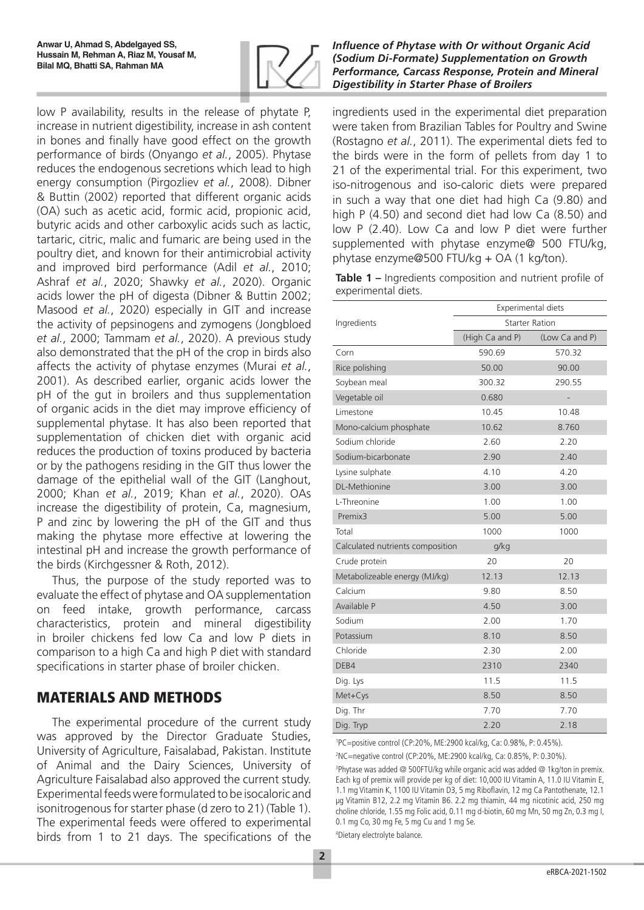low P availability, results in the release of phytate P, increase in nutrient digestibility, increase in ash content in bones and finally have good effect on the growth performance of birds (Onyango *et al.*, 2005). Phytase reduces the endogenous secretions which lead to high energy consumption (Pirgozliev *et al.*, 2008). Dibner & Buttin (2002) reported that different organic acids (OA) such as acetic acid, formic acid, propionic acid, butyric acids and other carboxylic acids such as lactic, tartaric, citric, malic and fumaric are being used in the poultry diet, and known for their antimicrobial activity and improved bird performance (Adil *et al.*, 2010; Ashraf *et al.*, 2020; Shawky *et al.*, 2020). Organic acids lower the pH of digesta (Dibner & Buttin 2002; Masood *et al.*, 2020) especially in GIT and increase the activity of pepsinogens and zymogens (Jongbloed *et al.*, 2000; Tammam *et al.*, 2020). A previous study also demonstrated that the pH of the crop in birds also affects the activity of phytase enzymes (Murai *et al.*, 2001). As described earlier, organic acids lower the pH of the gut in broilers and thus supplementation of organic acids in the diet may improve efficiency of supplemental phytase. It has also been reported that supplementation of chicken diet with organic acid reduces the production of toxins produced by bacteria or by the pathogens residing in the GIT thus lower the damage of the epithelial wall of the GIT (Langhout, 2000; Khan *et al.*, 2019; Khan *et al.*, 2020). OAs increase the digestibility of protein, Ca, magnesium, P and zinc by lowering the pH of the GIT and thus making the phytase more effective at lowering the intestinal pH and increase the growth performance of the birds (Kirchgessner & Roth, 2012).

Thus, the purpose of the study reported was to evaluate the effect of phytase and OA supplementation on feed intake, growth performance, carcass characteristics, protein and mineral digestibility in broiler chickens fed low Ca and low P diets in comparison to a high Ca and high P diet with standard specifications in starter phase of broiler chicken.

## MATERIALS AND METHODS

The experimental procedure of the current study was approved by the Director Graduate Studies, University of Agriculture, Faisalabad, Pakistan. Institute of Animal and the Dairy Sciences, University of Agriculture Faisalabad also approved the current study. Experimental feeds were formulated to be isocaloric and isonitrogenous for starter phase (d zero to 21) (Table 1). The experimental feeds were offered to experimental birds from 1 to 21 days. The specifications of the ingredients used in the experimental diet preparation were taken from Brazilian Tables for Poultry and Swine (Rostagno *et al.*, 2011). The experimental diets fed to the birds were in the form of pellets from day 1 to 21 of the experimental trial. For this experiment, two iso-nitrogenous and iso-caloric diets were prepared in such a way that one diet had high Ca (9.80) and high P (4.50) and second diet had low Ca (8.50) and low P (2.40). Low Ca and low P diet were further supplemented with phytase enzyme@ 500 FTU/kg, phytase enzyme@500 FTU/kg + OA (1 kg/ton).

**Table 1** – Ingredients composition and nutrient profile of experimental diets.

| Ingredients | Experimental diets | |
|---|---|---|
| | Starter Ration | |
| | (High Ca and P) | (Low Ca and P) |
| Corn | 590.69 | 570.32 |
| Rice polishing | 50.00 | 90.00 |
| Soybean meal | 300.32 | 290.55 |
| Vegetable oil | 0.680 | - |
| Limestone | 10.45 | 10.48 |
| Mono-calcium phosphate | 10.62 | 8.760 |
| Sodium chloride | 2.60 | 2.20 |
| Sodium-bicarbonate | 2.90 | 2.40 |
| Lysine sulphate | 4.10 | 4.20 |
| DL-Methionine | 3.00 | 3.00 |
| L-Threonine | 1.00 | 1.00 |
| Premix3 | 5.00 | 5.00 |
| Total | 1000 | 1000 |
| Calculated nutrients composition | g/kg | |
| Crude protein | 20 | 20 |
| Metabolizeable energy (MJ/kg) | 12.13 | 12.13 |
| Calcium | 9.80 | 8.50 |
| Available P | 4.50 | 3.00 |
| Sodium | 2.00 | 1.70 |
| Potassium | 8.10 | 8.50 |
| Chloride | 2.30 | 2.00 |
| DEB4 | 2310 | 2340 |
| Dig. Lys | 11.5 | 11.5 |
| Met+Cys | 8.50 | 8.50 |
| Dig. Thr | 7.70 | 7.70 |
| Dig. Tryp | 2.20 | 2.18 |

[1]PC=positive control (CP:20%, ME:2900 kcal/kg, Ca: 0.98%, P: 0.45%).

[2]NC=negative control (CP:20%, ME:2900 kcal/kg, Ca: 0.85%, P: 0.30%).

[3]Phytase was added @ 500FTU/kg while organic acid was added @ 1kg/ton in premix. Each kg of premix will provide per kg of diet: 10,000 IU Vitamin A, 11.0 IU Vitamin E, 1.1 mg Vitamin K, 1100 IU Vitamin D3, 5 mg Riboflavin, 12 mg Ca Pantothenate, 12.1 µg Vitamin B12, 2.2 mg Vitamin B6. 2.2 mg thiamin, 44 mg nicotinic acid, 250 mg choline chloride, 1.55 mg Folic acid, 0.11 mg d-biotin, 60 mg Mn, 50 mg Zn, 0.3 mg I, 0.1 mg Co, 30 mg Fe, 5 mg Cu and 1 mg Se.

[4]Dietary electrolyte balance.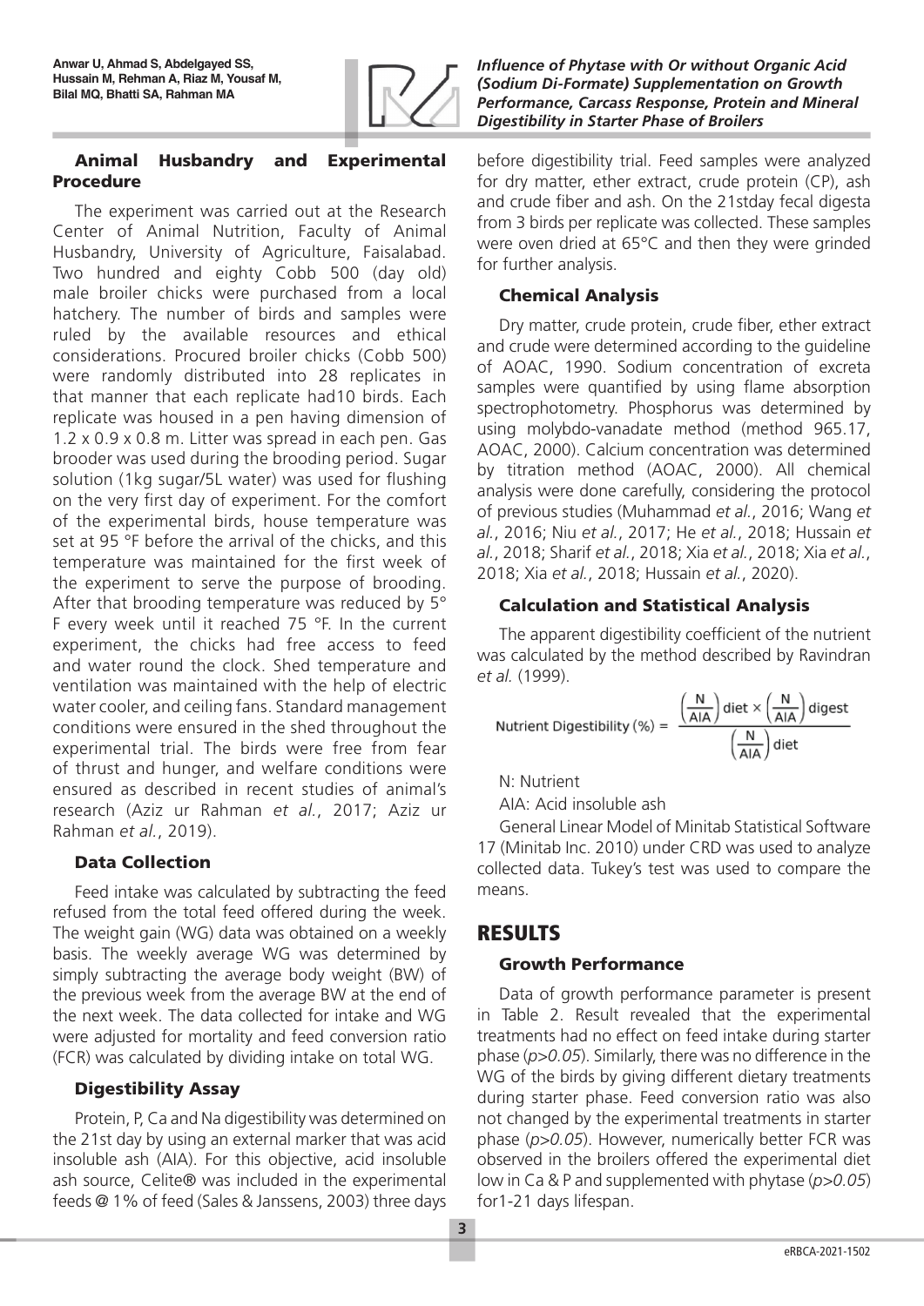### Animal Husbandry and Experimental Procedure

The experiment was carried out at the Research Center of Animal Nutrition, Faculty of Animal Husbandry, University of Agriculture, Faisalabad. Two hundred and eighty Cobb 500 (day old) male broiler chicks were purchased from a local hatchery. The number of birds and samples were ruled by the available resources and ethical considerations. Procured broiler chicks (Cobb 500) were randomly distributed into 28 replicates in that manner that each replicate had10 birds. Each replicate was housed in a pen having dimension of 1.2 x 0.9 x 0.8 m. Litter was spread in each pen. Gas brooder was used during the brooding period. Sugar solution (1kg sugar/5L water) was used for flushing on the very first day of experiment. For the comfort of the experimental birds, house temperature was set at 95 °F before the arrival of the chicks, and this temperature was maintained for the first week of the experiment to serve the purpose of brooding. After that brooding temperature was reduced by 5° F every week until it reached 75 °F. In the current experiment, the chicks had free access to feed and water round the clock. Shed temperature and ventilation was maintained with the help of electric water cooler, and ceiling fans. Standard management conditions were ensured in the shed throughout the experimental trial. The birds were free from fear of thrust and hunger, and welfare conditions were ensured as described in recent studies of animal's research (Aziz ur Rahman *et al.*, 2017; Aziz ur Rahman *et al.*, 2019).

### Data Collection

Feed intake was calculated by subtracting the feed refused from the total feed offered during the week. The weight gain (WG) data was obtained on a weekly basis. The weekly average WG was determined by simply subtracting the average body weight (BW) of the previous week from the average BW at the end of the next week. The data collected for intake and WG were adjusted for mortality and feed conversion ratio (FCR) was calculated by dividing intake on total WG.

### Digestibility Assay

Protein, P, Ca and Na digestibility was determined on the 21st day by using an external marker that was acid insoluble ash (AIA). For this objective, acid insoluble ash source, Celite® was included in the experimental feeds @ 1% of feed (Sales & Janssens, 2003) three days before digestibility trial. Feed samples were analyzed for dry matter, ether extract, crude protein (CP), ash and crude fiber and ash. On the 21stday fecal digesta from 3 birds per replicate was collected. These samples were oven dried at 65°C and then they were grinded for further analysis.

### Chemical Analysis

Dry matter, crude protein, crude fiber, ether extract and crude were determined according to the guideline of AOAC, 1990. Sodium concentration of excreta samples were quantified by using flame absorption spectrophotometry. Phosphorus was determined by using molybdo-vanadate method (method 965.17, AOAC, 2000). Calcium concentration was determined by titration method (AOAC, 2000). All chemical analysis were done carefully, considering the protocol of previous studies (Muhammad *et al.*, 2016; Wang *et al.*, 2016; Niu *et al.*, 2017; He *et al.*, 2018; Hussain *et al.*, 2018; Sharif *et al.*, 2018; Xia *et al.*, 2018; Xia *et al.*, 2018; Xia *et al.*, 2018; Hussain *et al.*, 2020).

### Calculation and Statistical Analysis

The apparent digestibility coefficient of the nutrient was calculated by the method described by Ravindran *et al.* (1999).

$$\text{Nutrient Digestibility (\%)} = \frac{\left(\frac{N}{AIA}\right)\text{diet} \times \left(\frac{N}{AIA}\right)\text{digest}}{\left(\frac{N}{AIA}\right)\text{diet}}$$

N: Nutrient

AIA: Acid insoluble ash

General Linear Model of Minitab Statistical Software 17 (Minitab Inc. 2010) under CRD was used to analyze collected data. Tukey's test was used to compare the means.

## RESULTS

### Growth Performance

Data of growth performance parameter is present in Table 2. Result revealed that the experimental treatments had no effect on feed intake during starter phase ($p>0.05$). Similarly, there was no difference in the WG of the birds by giving different dietary treatments during starter phase. Feed conversion ratio was also not changed by the experimental treatments in starter phase ($p>0.05$). However, numerically better FCR was observed in the broilers offered the experimental diet low in Ca & P and supplemented with phytase ($p>0.05$) for1-21 days lifespan.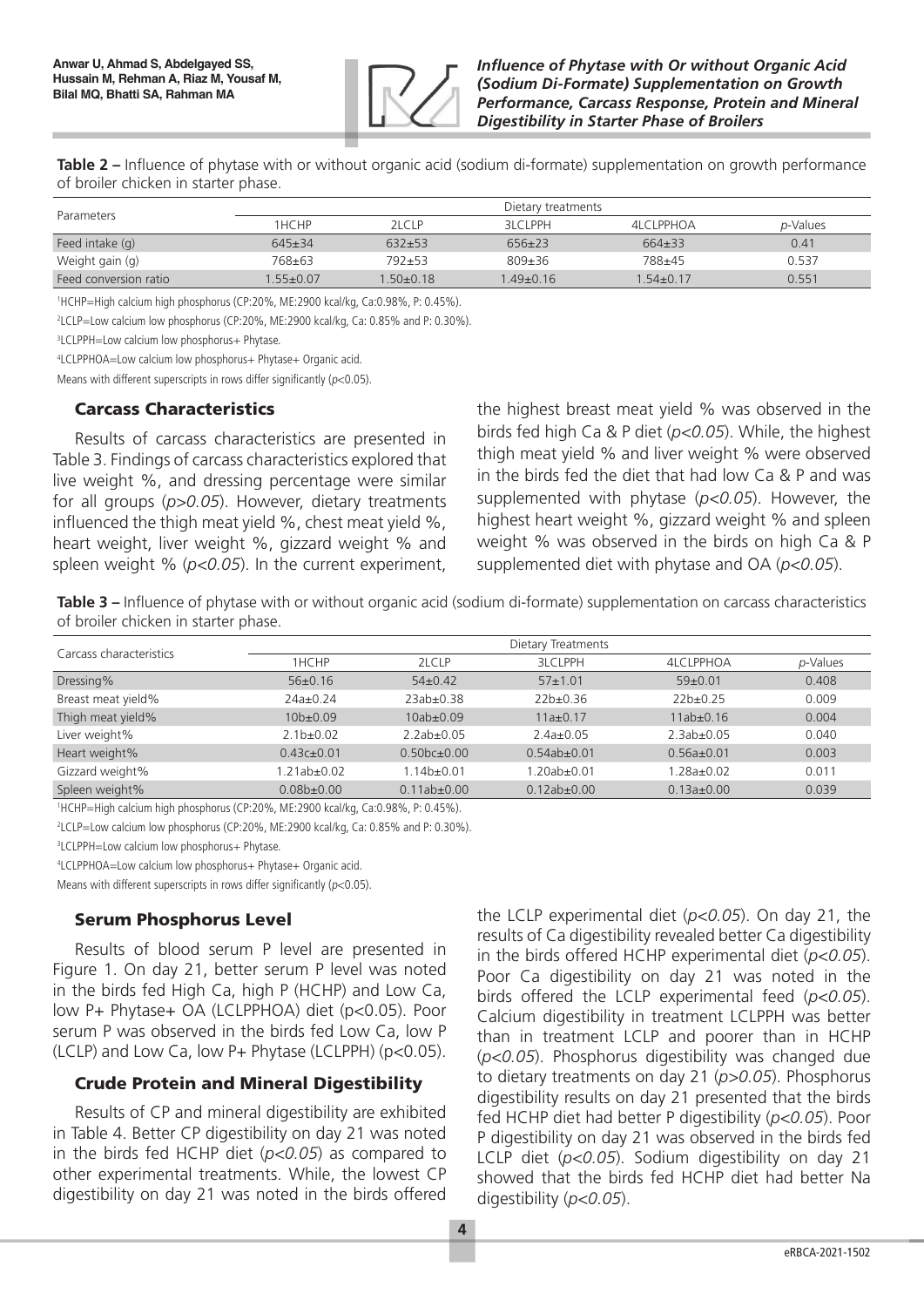**Table 2 –** Influence of phytase with or without organic acid (sodium di-formate) supplementation on growth performance of broiler chicken in starter phase.

| Parameters | Dietary treatments | | | | |
|---|---|---|---|---|---|
| | 1HCHP | 2LCLP | 3LCLPPH | 4LCLPPHOA | *p*-Values |
| Feed intake (g) | 645±34 | 632±53 | 656±23 | 664±33 | 0.41 |
| Weight gain (g) | 768±63 | 792±53 | 809±36 | 788±45 | 0.537 |
| Feed conversion ratio | 1.55±0.07 | 1.50±0.18 | 1.49±0.16 | 1.54±0.17 | 0.551 |

[1]HCHP=High calcium high phosphorus (CP:20%, ME:2900 kcal/kg, Ca:0.98%, P: 0.45%).

[2]LCLP=Low calcium low phosphorus (CP:20%, ME:2900 kcal/kg, Ca: 0.85% and P: 0.30%).

[3]LCLPPH=Low calcium low phosphorus+ Phytase.

[4]LCLPPHOA=Low calcium low phosphorus+ Phytase+ Organic acid.

Means with different superscripts in rows differ significantly ($p<0.05$).

## Carcass Characteristics

Results of carcass characteristics are presented in Table 3. Findings of carcass characteristics explored that live weight %, and dressing percentage were similar for all groups ($p>0.05$). However, dietary treatments influenced the thigh meat yield %, chest meat yield %, heart weight, liver weight %, gizzard weight % and spleen weight % ($p<0.05$). In the current experiment, the highest breast meat yield % was observed in the birds fed high Ca & P diet ($p<0.05$). While, the highest thigh meat yield % and liver weight % were observed in the birds fed the diet that had low Ca & P and was supplemented with phytase ($p<0.05$). However, the highest heart weight %, gizzard weight % and spleen weight % was observed in the birds on high Ca & P supplemented diet with phytase and OA ($p<0.05$).

**Table 3 –** Influence of phytase with or without organic acid (sodium di-formate) supplementation on carcass characteristics of broiler chicken in starter phase.

| Carcass characteristics | Dietary Treatments | | | | |
|---|---|---|---|---|---|
| | 1HCHP | 2LCLP | 3LCLPPH | 4LCLPPHOA | *p*-Values |
| Dressing% | 56±0.16 | 54±0.42 | 57±1.01 | 59±0.01 | 0.408 |
| Breast meat yield% | 24a±0.24 | 23ab±0.38 | 22b±0.36 | 22b±0.25 | 0.009 |
| Thigh meat yield% | 10b±0.09 | 10ab±0.09 | 11a±0.17 | 11ab±0.16 | 0.004 |
| Liver weight% | 2.1b±0.02 | 2.2ab±0.05 | 2.4a±0.05 | 2.3ab±0.05 | 0.040 |
| Heart weight% | 0.43c±0.01 | 0.50bc±0.00 | 0.54ab±0.01 | 0.56a±0.01 | 0.003 |
| Gizzard weight% | 1.21ab±0.02 | 1.14b±0.01 | 1.20ab±0.01 | 1.28a±0.02 | 0.011 |
| Spleen weight% | 0.08b±0.00 | 0.11ab±0.00 | 0.12ab±0.00 | 0.13a±0.00 | 0.039 |

[1]HCHP=High calcium high phosphorus (CP:20%, ME:2900 kcal/kg, Ca:0.98%, P: 0.45%).

[2]LCLP=Low calcium low phosphorus (CP:20%, ME:2900 kcal/kg, Ca: 0.85% and P: 0.30%).

[3]LCLPPH=Low calcium low phosphorus+ Phytase.

[4]LCLPPHOA=Low calcium low phosphorus+ Phytase+ Organic acid.

Means with different superscripts in rows differ significantly ($p<0.05$).

## Serum Phosphorus Level

Results of blood serum P level are presented in Figure 1. On day 21, better serum P level was noted in the birds fed High Ca, high P (HCHP) and Low Ca, low P+ Phytase+ OA (LCLPPHOA) diet ($p<0.05$). Poor serum P was observed in the birds fed Low Ca, low P (LCLP) and Low Ca, low P+ Phytase (LCLPPH) ($p<0.05$).

## Crude Protein and Mineral Digestibility

Results of CP and mineral digestibility are exhibited in Table 4. Better CP digestibility on day 21 was noted in the birds fed HCHP diet ($p<0.05$) as compared to other experimental treatments. While, the lowest CP digestibility on day 21 was noted in the birds offered the LCLP experimental diet ($p<0.05$). On day 21, the results of Ca digestibility revealed better Ca digestibility in the birds offered HCHP experimental diet ($p<0.05$). Poor Ca digestibility on day 21 was noted in the birds offered the LCLP experimental feed ($p<0.05$). Calcium digestibility in treatment LCLPPH was better than in treatment LCLP and poorer than in HCHP ($p<0.05$). Phosphorus digestibility was changed due to dietary treatments on day 21 ($p>0.05$). Phosphorus digestibility results on day 21 presented that the birds fed HCHP diet had better P digestibility ($p<0.05$). Poor P digestibility on day 21 was observed in the birds fed LCLP diet ($p<0.05$). Sodium digestibility on day 21 showed that the birds fed HCHP diet had better Na digestibility ($p<0.05$).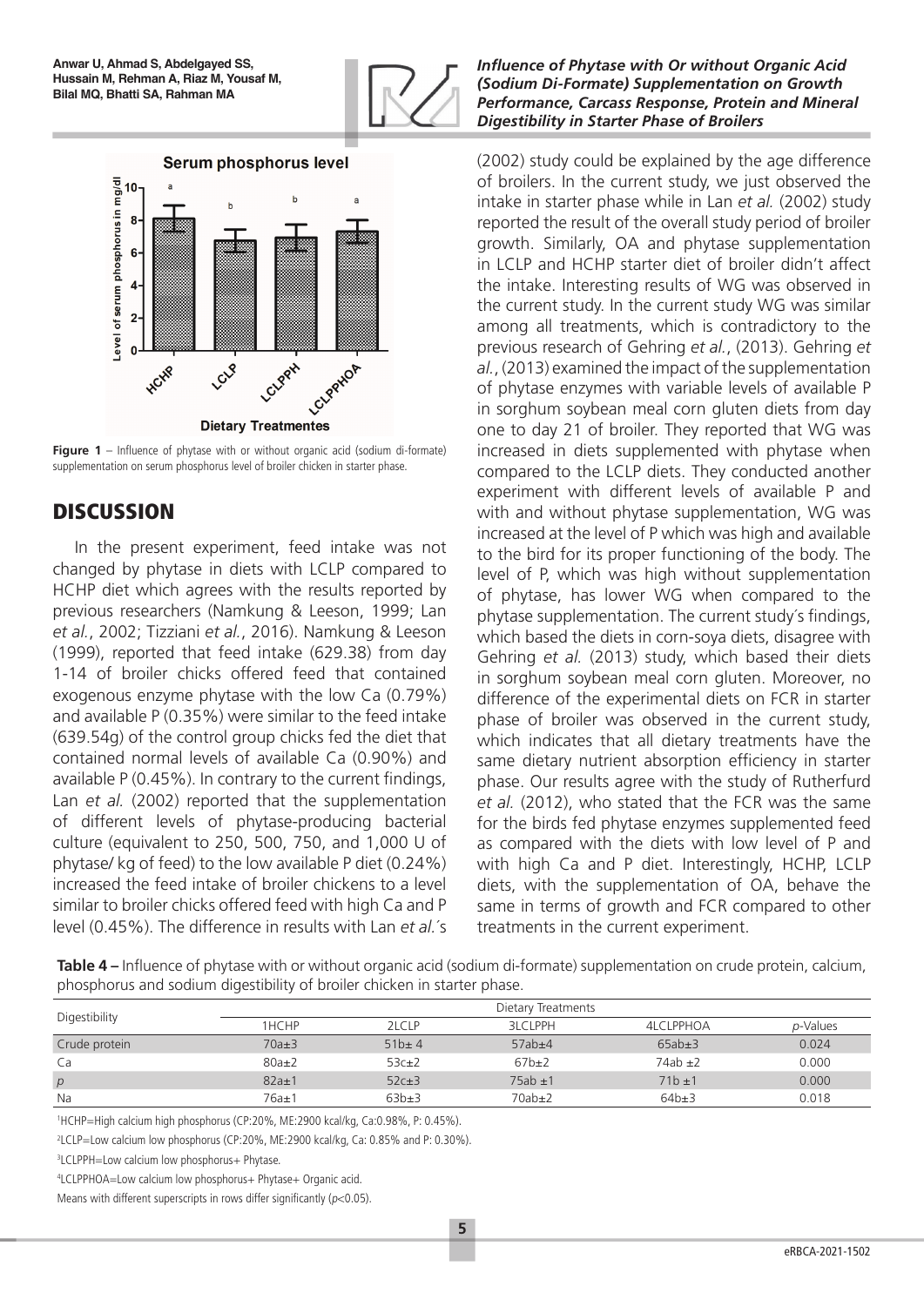**Figure 1** – Influence of phytase with or without organic acid (sodium di-formate) supplementation on serum phosphorus level of broiler chicken in starter phase.

## DISCUSSION

In the present experiment, feed intake was not changed by phytase in diets with LCLP compared to HCHP diet which agrees with the results reported by previous researchers (Namkung & Leeson, 1999; Lan *et al.*, 2002; Tizziani *et al.*, 2016). Namkung & Leeson (1999), reported that feed intake (629.38) from day 1-14 of broiler chicks offered feed that contained exogenous enzyme phytase with the low Ca (0.79%) and available P (0.35%) were similar to the feed intake (639.54g) of the control group chicks fed the diet that contained normal levels of available Ca (0.90%) and available P (0.45%). In contrary to the current findings, Lan *et al.* (2002) reported that the supplementation of different levels of phytase-producing bacterial culture (equivalent to 250, 500, 750, and 1,000 U of phytase/ kg of feed) to the low available P diet (0.24%) increased the feed intake of broiler chickens to a level similar to broiler chicks offered feed with high Ca and P level (0.45%). The difference in results with Lan *et al.*´s (2002) study could be explained by the age difference of broilers. In the current study, we just observed the intake in starter phase while in Lan *et al.* (2002) study reported the result of the overall study period of broiler growth. Similarly, OA and phytase supplementation in LCLP and HCHP starter diet of broiler didn't affect the intake. Interesting results of WG was observed in the current study. In the current study WG was similar among all treatments, which is contradictory to the previous research of Gehring *et al.*, (2013). Gehring *et al.*, (2013) examined the impact of the supplementation of phytase enzymes with variable levels of available P in sorghum soybean meal corn gluten diets from day one to day 21 of broiler. They reported that WG was increased in diets supplemented with phytase when compared to the LCLP diets. They conducted another experiment with different levels of available P and with and without phytase supplementation, WG was increased at the level of P which was high and available to the bird for its proper functioning of the body. The level of P, which was high without supplementation of phytase, has lower WG when compared to the phytase supplementation. The current study´s findings, which based the diets in corn-soya diets, disagree with Gehring *et al.* (2013) study, which based their diets in sorghum soybean meal corn gluten. Moreover, no difference of the experimental diets on FCR in starter phase of broiler was observed in the current study, which indicates that all dietary treatments have the same dietary nutrient absorption efficiency in starter phase. Our results agree with the study of Rutherfurd *et al.* (2012), who stated that the FCR was the same for the birds fed phytase enzymes supplemented feed as compared with the diets with low level of P and with high Ca and P diet. Interestingly, HCHP, LCLP diets, with the supplementation of OA, behave the same in terms of growth and FCR compared to other treatments in the current experiment.

**Table 4 –** Influence of phytase with or without organic acid (sodium di-formate) supplementation on crude protein, calcium, phosphorus and sodium digestibility of broiler chicken in starter phase.

| Digestibility | Dietary Treatments | | | | |
|---|---|---|---|---|---|
| | 1HCHP | 2LCLP | 3LCLPPH | 4LCLPPHOA | *p*-Values |
| Crude protein | 70a±3 | 51b± 4 | 57ab±4 | 65ab±3 | 0.024 |
| Ca | 80a±2 | 53c±2 | 67b±2 | 74ab ±2 | 0.000 |
| *p* | 82a±1 | 52c±3 | 75ab ±1 | 71b ±1 | 0.000 |
| Na | 76a±1 | 63b±3 | 70ab±2 | 64b±3 | 0.018 |

[1]HCHP=High calcium high phosphorus (CP:20%, ME:2900 kcal/kg, Ca:0.98%, P: 0.45%).

[2]LCLP=Low calcium low phosphorus (CP:20%, ME:2900 kcal/kg, Ca: 0.85% and P: 0.30%).

[3]LCLPPH=Low calcium low phosphorus+ Phytase.

[4]LCLPPHOA=Low calcium low phosphorus+ Phytase+ Organic acid.

Means with different superscripts in rows differ significantly ($p<0.05$).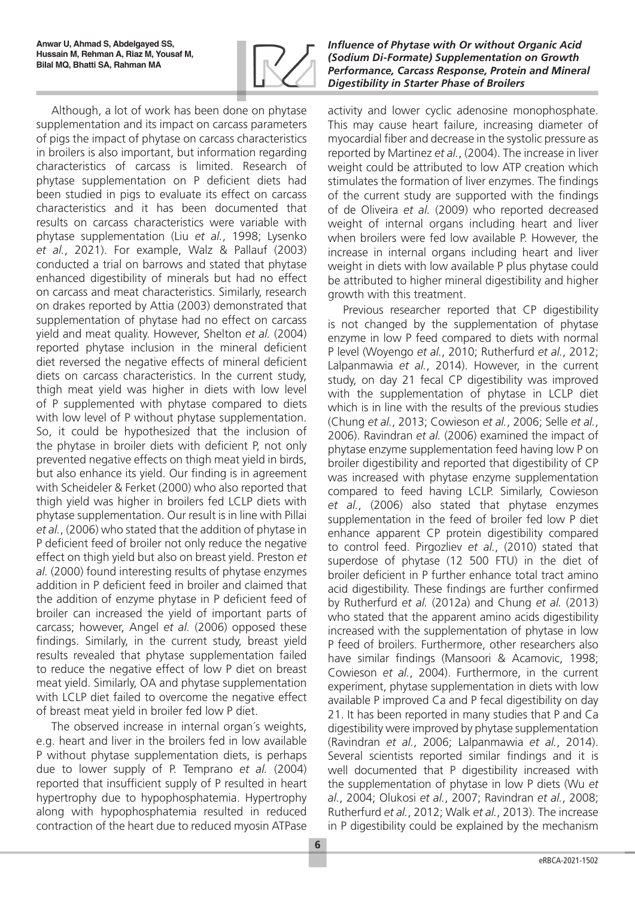Although, a lot of work has been done on phytase supplementation and its impact on carcass parameters of pigs the impact of phytase on carcass characteristics in broilers is also important, but information regarding characteristics of carcass is limited. Research of phytase supplementation on P deficient diets had been studied in pigs to evaluate its effect on carcass characteristics and it has been documented that results on carcass characteristics were variable with phytase supplementation (Liu *et al.*, 1998; Lysenko *et al.*, 2021). For example, Walz & Pallauf (2003) conducted a trial on barrows and stated that phytase enhanced digestibility of minerals but had no effect on carcass and meat characteristics. Similarly, research on drakes reported by Attia (2003) demonstrated that supplementation of phytase had no effect on carcass yield and meat quality. However, Shelton *et al.* (2004) reported phytase inclusion in the mineral deficient diet reversed the negative effects of mineral deficient diets on carcass characteristics. In the current study, thigh meat yield was higher in diets with low level of P supplemented with phytase compared to diets with low level of P without phytase supplementation. So, it could be hypothesized that the inclusion of the phytase in broiler diets with deficient P, not only prevented negative effects on thigh meat yield in birds, but also enhance its yield. Our finding is in agreement with Scheideler & Ferket (2000) who also reported that thigh yield was higher in broilers fed LCLP diets with phytase supplementation. Our result is in line with Pillai *et al.*, (2006) who stated that the addition of phytase in P deficient feed of broiler not only reduce the negative effect on thigh yield but also on breast yield. Preston *et al.* (2000) found interesting results of phytase enzymes addition in P deficient feed in broiler and claimed that the addition of enzyme phytase in P deficient feed of broiler can increased the yield of important parts of carcass; however, Angel *et al.* (2006) opposed these findings. Similarly, in the current study, breast yield results revealed that phytase supplementation failed to reduce the negative effect of low P diet on breast meat yield. Similarly, OA and phytase supplementation with LCLP diet failed to overcome the negative effect of breast meat yield in broiler fed low P diet.

The observed increase in internal organ´s weights, e.g. heart and liver in the broilers fed in low available P without phytase supplementation diets, is perhaps due to lower supply of P. Temprano *et al.* (2004) reported that insufficient supply of P resulted in heart hypertrophy due to hypophosphatemia. Hypertrophy along with hypophosphatemia resulted in reduced contraction of the heart due to reduced myosin ATPase activity and lower cyclic adenosine monophosphate. This may cause heart failure, increasing diameter of myocardial fiber and decrease in the systolic pressure as reported by Martinez *et al.*, (2004). The increase in liver weight could be attributed to low ATP creation which stimulates the formation of liver enzymes. The findings of the current study are supported with the findings of de Oliveira *et al.* (2009) who reported decreased weight of internal organs including heart and liver when broilers were fed low available P. However, the increase in internal organs including heart and liver weight in diets with low available P plus phytase could be attributed to higher mineral digestibility and higher growth with this treatment.

Previous researcher reported that CP digestibility is not changed by the supplementation of phytase enzyme in low P feed compared to diets with normal P level (Woyengo *et al.*, 2010; Rutherfurd *et al.*, 2012; Lalpanmawia *et al.*, 2014). However, in the current study, on day 21 fecal CP digestibility was improved with the supplementation of phytase in LCLP diet which is in line with the results of the previous studies (Chung *et al.*, 2013; Cowieson *et al.*, 2006; Selle *et al.*, 2006). Ravindran *et al.* (2006) examined the impact of phytase enzyme supplementation feed having low P on broiler digestibility and reported that digestibility of CP was increased with phytase enzyme supplementation compared to feed having LCLP. Similarly, Cowieson *et al.*, (2006) also stated that phytase enzymes supplementation in the feed of broiler fed low P diet enhance apparent CP protein digestibility compared to control feed. Pirgozliev *et al.*, (2010) stated that superdose of phytase (12 500 FTU) in the diet of broiler deficient in P further enhance total tract amino acid digestibility. These findings are further confirmed by Rutherfurd *et al.* (2012a) and Chung *et al.* (2013) who stated that the apparent amino acids digestibility increased with the supplementation of phytase in low P feed of broilers. Furthermore, other researchers also have similar findings (Mansoori & Acamovic, 1998; Cowieson *et al.*, 2004). Furthermore, in the current experiment, phytase supplementation in diets with low available P improved Ca and P fecal digestibility on day 21. It has been reported in many studies that P and Ca digestibility were improved by phytase supplementation (Ravindran *et al.*, 2006; Lalpanmawia *et al.*, 2014). Several scientists reported similar findings and it is well documented that P digestibility increased with the supplementation of phytase in low P diets (Wu *et al.*, 2004; Olukosi *et al.*, 2007; Ravindran *et al.*, 2008; Rutherfurd *et al.*, 2012; Walk *et al.*, 2013). The increase in P digestibility could be explained by the mechanism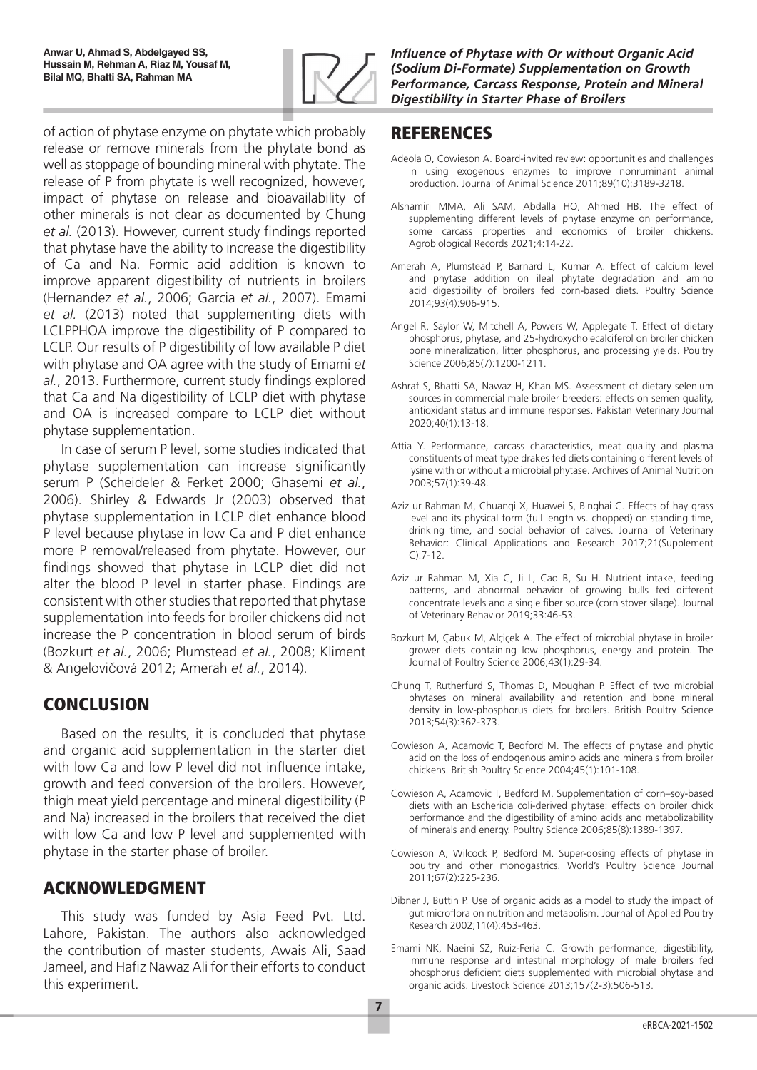of action of phytase enzyme on phytate which probably release or remove minerals from the phytate bond as well as stoppage of bounding mineral with phytate. The release of P from phytate is well recognized, however, impact of phytase on release and bioavailability of other minerals is not clear as documented by Chung *et al.* (2013). However, current study findings reported that phytase have the ability to increase the digestibility of Ca and Na. Formic acid addition is known to improve apparent digestibility of nutrients in broilers (Hernandez *et al.*, 2006; Garcia *et al.*, 2007). Emami *et al.* (2013) noted that supplementing diets with LCLPPHOA improve the digestibility of P compared to LCLP. Our results of P digestibility of low available P diet with phytase and OA agree with the study of Emami *et al.*, 2013. Furthermore, current study findings explored that Ca and Na digestibility of LCLP diet with phytase and OA is increased compare to LCLP diet without phytase supplementation.

In case of serum P level, some studies indicated that phytase supplementation can increase significantly serum P (Scheideler & Ferket 2000; Ghasemi *et al.*, 2006). Shirley & Edwards Jr (2003) observed that phytase supplementation in LCLP diet enhance blood P level because phytase in low Ca and P diet enhance more P removal/released from phytate. However, our findings showed that phytase in LCLP diet did not alter the blood P level in starter phase. Findings are consistent with other studies that reported that phytase supplementation into feeds for broiler chickens did not increase the P concentration in blood serum of birds (Bozkurt *et al.*, 2006; Plumstead *et al.*, 2008; Kliment & Angelovičová 2012; Amerah *et al.*, 2014).

## CONCLUSION

Based on the results, it is concluded that phytase and organic acid supplementation in the starter diet with low Ca and low P level did not influence intake, growth and feed conversion of the broilers. However, thigh meat yield percentage and mineral digestibility (P and Na) increased in the broilers that received the diet with low Ca and low P level and supplemented with phytase in the starter phase of broiler.

## ACKNOWLEDGMENT

This study was funded by Asia Feed Pvt. Ltd. Lahore, Pakistan. The authors also acknowledged the contribution of master students, Awais Ali, Saad Jameel, and Hafiz Nawaz Ali for their efforts to conduct this experiment.

## REFERENCES

Adeola O, Cowieson A. Board-invited review: opportunities and challenges in using exogenous enzymes to improve nonruminant animal production. Journal of Animal Science 2011;89(10):3189-3218.

Alshamiri MMA, Ali SAM, Abdalla HO, Ahmed HB. The effect of supplementing different levels of phytase enzyme on performance, some carcass properties and economics of broiler chickens. Agrobiological Records 2021;4:14-22.

Amerah A, Plumstead P, Barnard L, Kumar A. Effect of calcium level and phytase addition on ileal phytate degradation and amino acid digestibility of broilers fed corn-based diets. Poultry Science 2014;93(4):906-915.

Angel R, Saylor W, Mitchell A, Powers W, Applegate T. Effect of dietary phosphorus, phytase, and 25-hydroxycholecalciferol on broiler chicken bone mineralization, litter phosphorus, and processing yields. Poultry Science 2006;85(7):1200-1211.

Ashraf S, Bhatti SA, Nawaz H, Khan MS. Assessment of dietary selenium sources in commercial male broiler breeders: effects on semen quality, antioxidant status and immune responses. Pakistan Veterinary Journal 2020;40(1):13-18.

Attia Y. Performance, carcass characteristics, meat quality and plasma constituents of meat type drakes fed diets containing different levels of lysine with or without a microbial phytase. Archives of Animal Nutrition 2003;57(1):39-48.

Aziz ur Rahman M, Chuanqi X, Huawei S, Binghai C. Effects of hay grass level and its physical form (full length vs. chopped) on standing time, drinking time, and social behavior of calves. Journal of Veterinary Behavior: Clinical Applications and Research 2017;21(Supplement C):7-12.

Aziz ur Rahman M, Xia C, Ji L, Cao B, Su H. Nutrient intake, feeding patterns, and abnormal behavior of growing bulls fed different concentrate levels and a single fiber source (corn stover silage). Journal of Veterinary Behavior 2019;33:46-53.

Bozkurt M, Çabuk M, Alçiçek A. The effect of microbial phytase in broiler grower diets containing low phosphorus, energy and protein. The Journal of Poultry Science 2006;43(1):29-34.

Chung T, Rutherfurd S, Thomas D, Moughan P. Effect of two microbial phytases on mineral availability and retention and bone mineral density in low-phosphorus diets for broilers. British Poultry Science 2013;54(3):362-373.

Cowieson A, Acamovic T, Bedford M. The effects of phytase and phytic acid on the loss of endogenous amino acids and minerals from broiler chickens. British Poultry Science 2004;45(1):101-108.

Cowieson A, Acamovic T, Bedford M. Supplementation of corn–soy-based diets with an Eschericia coli-derived phytase: effects on broiler chick performance and the digestibility of amino acids and metabolizability of minerals and energy. Poultry Science 2006;85(8):1389-1397.

Cowieson A, Wilcock P, Bedford M. Super-dosing effects of phytase in poultry and other monogastrics. World's Poultry Science Journal 2011;67(2):225-236.

Dibner J, Buttin P. Use of organic acids as a model to study the impact of gut microflora on nutrition and metabolism. Journal of Applied Poultry Research 2002;11(4):453-463.

Emami NK, Naeini SZ, Ruiz-Feria C. Growth performance, digestibility, immune response and intestinal morphology of male broilers fed phosphorus deficient diets supplemented with microbial phytase and organic acids. Livestock Science 2013;157(2-3):506-513.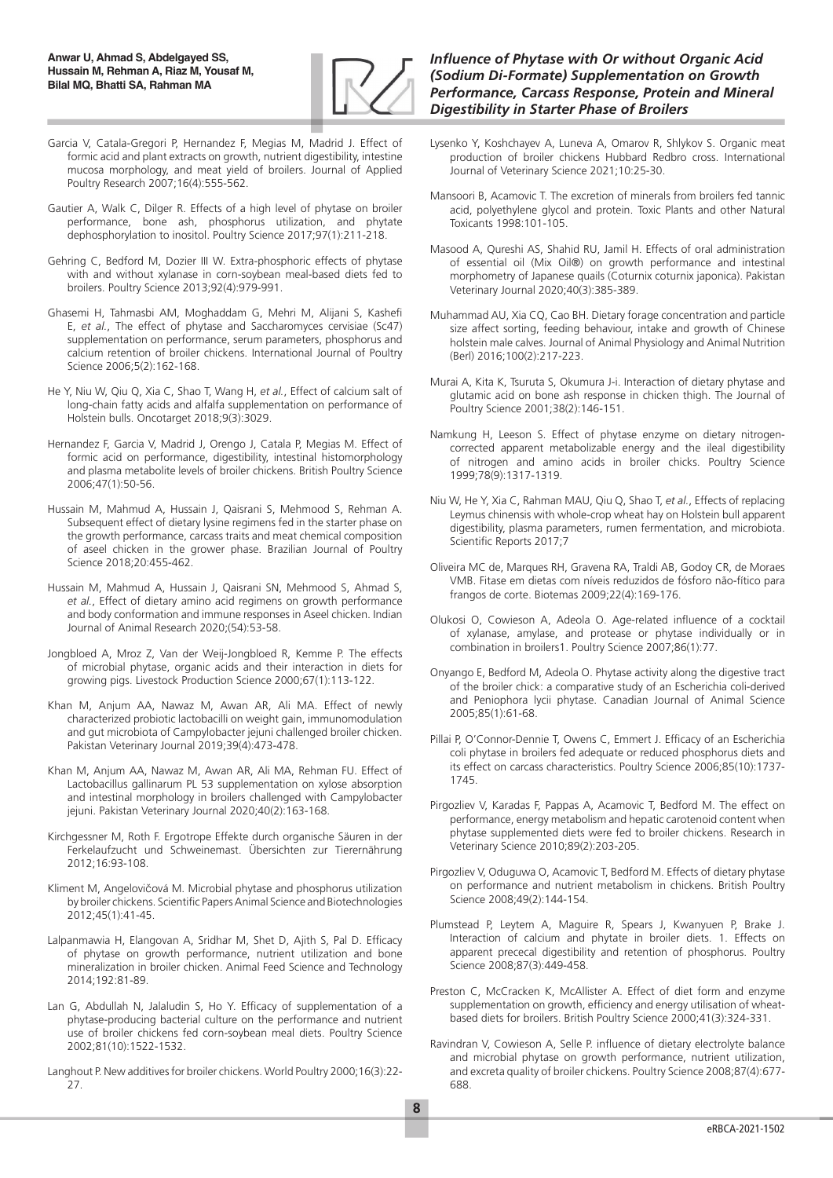Garcia V, Catala-Gregori P, Hernandez F, Megias M, Madrid J. Effect of formic acid and plant extracts on growth, nutrient digestibility, intestine mucosa morphology, and meat yield of broilers. Journal of Applied Poultry Research 2007;16(4):555-562.

Gautier A, Walk C, Dilger R. Effects of a high level of phytase on broiler performance, bone ash, phosphorus utilization, and phytate dephosphorylation to inositol. Poultry Science 2017;97(1):211-218.

Gehring C, Bedford M, Dozier III W. Extra-phosphoric effects of phytase with and without xylanase in corn-soybean meal-based diets fed to broilers. Poultry Science 2013;92(4):979-991.

Ghasemi H, Tahmasbi AM, Moghaddam G, Mehri M, Alijani S, Kashefi E, *et al.*, The effect of phytase and Saccharomyces cervisiae (Sc47) supplementation on performance, serum parameters, phosphorus and calcium retention of broiler chickens. International Journal of Poultry Science 2006;5(2):162-168.

He Y, Niu W, Qiu Q, Xia C, Shao T, Wang H, *et al.*, Effect of calcium salt of long-chain fatty acids and alfalfa supplementation on performance of Holstein bulls. Oncotarget 2018;9(3):3029.

Hernandez F, Garcia V, Madrid J, Orengo J, Catala P, Megias M. Effect of formic acid on performance, digestibility, intestinal histomorphology and plasma metabolite levels of broiler chickens. British Poultry Science 2006;47(1):50-56.

Hussain M, Mahmud A, Hussain J, Qaisrani S, Mehmood S, Rehman A. Subsequent effect of dietary lysine regimens fed in the starter phase on the growth performance, carcass traits and meat chemical composition of aseel chicken in the grower phase. Brazilian Journal of Poultry Science 2018;20:455-462.

Hussain M, Mahmud A, Hussain J, Qaisrani SN, Mehmood S, Ahmad S, *et al.*, Effect of dietary amino acid regimens on growth performance and body conformation and immune responses in Aseel chicken. Indian Journal of Animal Research 2020;(54):53-58.

Jongbloed A, Mroz Z, Van der Weij-Jongbloed R, Kemme P. The effects of microbial phytase, organic acids and their interaction in diets for growing pigs. Livestock Production Science 2000;67(1):113-122.

Khan M, Anjum AA, Nawaz M, Awan AR, Ali MA. Effect of newly characterized probiotic lactobacilli on weight gain, immunomodulation and gut microbiota of Campylobacter jejuni challenged broiler chicken. Pakistan Veterinary Journal 2019;39(4):473-478.

Khan M, Anjum AA, Nawaz M, Awan AR, Ali MA, Rehman FU. Effect of Lactobacillus gallinarum PL 53 supplementation on xylose absorption and intestinal morphology in broilers challenged with Campylobacter jejuni. Pakistan Veterinary Journal 2020;40(2):163-168.

Kirchgessner M, Roth F. Ergotrope Effekte durch organische Säuren in der Ferkelaufzucht und Schweinemast. Übersichten zur Tierernährung 2012;16:93-108.

Kliment M, Angelovičová M. Microbial phytase and phosphorus utilization by broiler chickens. Scientific Papers Animal Science and Biotechnologies 2012;45(1):41-45.

Lalpanmawia H, Elangovan A, Sridhar M, Shet D, Ajith S, Pal D. Efficacy of phytase on growth performance, nutrient utilization and bone mineralization in broiler chicken. Animal Feed Science and Technology 2014;192:81-89.

Lan G, Abdullah N, Jalaludin S, Ho Y. Efficacy of supplementation of a phytase-producing bacterial culture on the performance and nutrient use of broiler chickens fed corn-soybean meal diets. Poultry Science 2002;81(10):1522-1532.

Langhout P. New additives for broiler chickens. World Poultry 2000;16(3):22-27.

Lysenko Y, Koshchayev A, Luneva A, Omarov R, Shlykov S. Organic meat production of broiler chickens Hubbard Redbro cross. International Journal of Veterinary Science 2021;10:25-30.

Mansoori B, Acamovic T. The excretion of minerals from broilers fed tannic acid, polyethylene glycol and protein. Toxic Plants and other Natural Toxicants 1998:101-105.

Masood A, Qureshi AS, Shahid RU, Jamil H. Effects of oral administration of essential oil (Mix Oil®) on growth performance and intestinal morphometry of Japanese quails (Coturnix coturnix japonica). Pakistan Veterinary Journal 2020;40(3):385-389.

Muhammad AU, Xia CQ, Cao BH. Dietary forage concentration and particle size affect sorting, feeding behaviour, intake and growth of Chinese holstein male calves. Journal of Animal Physiology and Animal Nutrition (Berl) 2016;100(2):217-223.

Murai A, Kita K, Tsuruta S, Okumura J-i. Interaction of dietary phytase and glutamic acid on bone ash response in chicken thigh. The Journal of Poultry Science 2001;38(2):146-151.

Namkung H, Leeson S. Effect of phytase enzyme on dietary nitrogen-corrected apparent metabolizable energy and the ileal digestibility of nitrogen and amino acids in broiler chicks. Poultry Science 1999;78(9):1317-1319.

Niu W, He Y, Xia C, Rahman MAU, Qiu Q, Shao T, *et al.*, Effects of replacing Leymus chinensis with whole-crop wheat hay on Holstein bull apparent digestibility, plasma parameters, rumen fermentation, and microbiota. Scientific Reports 2017;7

Oliveira MC de, Marques RH, Gravena RA, Traldi AB, Godoy CR, de Moraes VMB. Fitase em dietas com níveis reduzidos de fósforo não-fítico para frangos de corte. Biotemas 2009;22(4):169-176.

Olukosi O, Cowieson A, Adeola O. Age-related influence of a cocktail of xylanase, amylase, and protease or phytase individually or in combination in broilers1. Poultry Science 2007;86(1):77.

Onyango E, Bedford M, Adeola O. Phytase activity along the digestive tract of the broiler chick: a comparative study of an Escherichia coli-derived and Peniophora lycii phytase. Canadian Journal of Animal Science 2005;85(1):61-68.

Pillai P, O'Connor-Dennie T, Owens C, Emmert J. Efficacy of an Escherichia coli phytase in broilers fed adequate or reduced phosphorus diets and its effect on carcass characteristics. Poultry Science 2006;85(10):1737-1745.

Pirgozliev V, Karadas F, Pappas A, Acamovic T, Bedford M. The effect on performance, energy metabolism and hepatic carotenoid content when phytase supplemented diets were fed to broiler chickens. Research in Veterinary Science 2010;89(2):203-205.

Pirgozliev V, Oduguwa O, Acamovic T, Bedford M. Effects of dietary phytase on performance and nutrient metabolism in chickens. British Poultry Science 2008;49(2):144-154.

Plumstead P, Leytem A, Maguire R, Spears J, Kwanyuen P, Brake J. Interaction of calcium and phytate in broiler diets. 1. Effects on apparent prececal digestibility and retention of phosphorus. Poultry Science 2008;87(3):449-458.

Preston C, McCracken K, McAllister A. Effect of diet form and enzyme supplementation on growth, efficiency and energy utilisation of wheat-based diets for broilers. British Poultry Science 2000;41(3):324-331.

Ravindran V, Cowieson A, Selle P. influence of dietary electrolyte balance and microbial phytase on growth performance, nutrient utilization, and excreta quality of broiler chickens. Poultry Science 2008;87(4):677-688.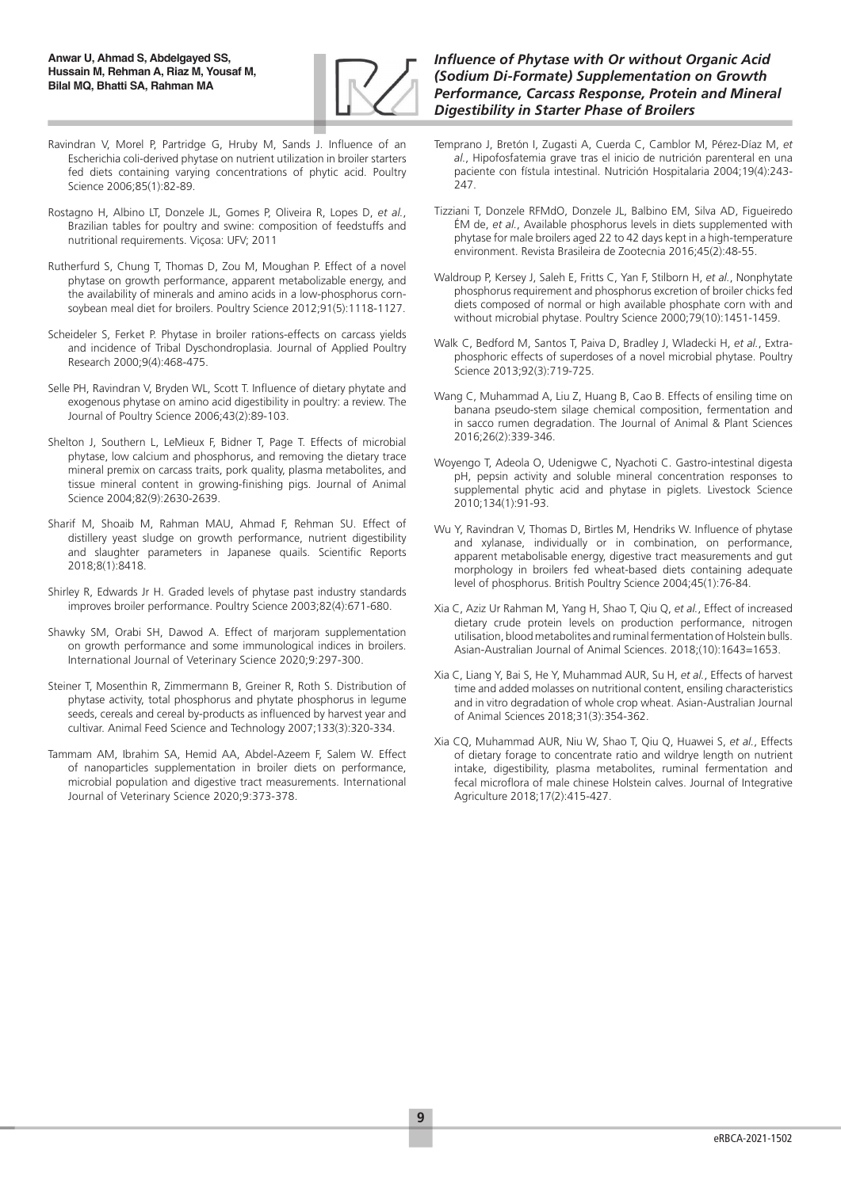Ravindran V, Morel P, Partridge G, Hruby M, Sands J. Influence of an Escherichia coli-derived phytase on nutrient utilization in broiler starters fed diets containing varying concentrations of phytic acid. Poultry Science 2006;85(1):82-89.

Rostagno H, Albino LT, Donzele JL, Gomes P, Oliveira R, Lopes D, *et al.*, Brazilian tables for poultry and swine: composition of feedstuffs and nutritional requirements. Viçosa: UFV; 2011

Rutherfurd S, Chung T, Thomas D, Zou M, Moughan P. Effect of a novel phytase on growth performance, apparent metabolizable energy, and the availability of minerals and amino acids in a low-phosphorus corn-soybean meal diet for broilers. Poultry Science 2012;91(5):1118-1127.

Scheideler S, Ferket P. Phytase in broiler rations-effects on carcass yields and incidence of Tribal Dyschondroplasia. Journal of Applied Poultry Research 2000;9(4):468-475.

Selle PH, Ravindran V, Bryden WL, Scott T. Influence of dietary phytate and exogenous phytase on amino acid digestibility in poultry: a review. The Journal of Poultry Science 2006;43(2):89-103.

Shelton J, Southern L, LeMieux F, Bidner T, Page T. Effects of microbial phytase, low calcium and phosphorus, and removing the dietary trace mineral premix on carcass traits, pork quality, plasma metabolites, and tissue mineral content in growing-finishing pigs. Journal of Animal Science 2004;82(9):2630-2639.

Sharif M, Shoaib M, Rahman MAU, Ahmad F, Rehman SU. Effect of distillery yeast sludge on growth performance, nutrient digestibility and slaughter parameters in Japanese quails. Scientific Reports 2018;8(1):8418.

Shirley R, Edwards Jr H. Graded levels of phytase past industry standards improves broiler performance. Poultry Science 2003;82(4):671-680.

Shawky SM, Orabi SH, Dawod A. Effect of marjoram supplementation on growth performance and some immunological indices in broilers. International Journal of Veterinary Science 2020;9:297-300.

Steiner T, Mosenthin R, Zimmermann B, Greiner R, Roth S. Distribution of phytase activity, total phosphorus and phytate phosphorus in legume seeds, cereals and cereal by-products as influenced by harvest year and cultivar. Animal Feed Science and Technology 2007;133(3):320-334.

Tammam AM, Ibrahim SA, Hemid AA, Abdel-Azeem F, Salem W. Effect of nanoparticles supplementation in broiler diets on performance, microbial population and digestive tract measurements. International Journal of Veterinary Science 2020;9:373-378.

Temprano J, Bretón I, Zugasti A, Cuerda C, Camblor M, Pérez-Díaz M, *et al.*, Hipofosfatemia grave tras el inicio de nutrición parenteral en una paciente con fístula intestinal. Nutrición Hospitalaria 2004;19(4):243-247.

Tizziani T, Donzele RFMdO, Donzele JL, Balbino EM, Silva AD, Figueiredo ÉM de, *et al.*, Available phosphorus levels in diets supplemented with phytase for male broilers aged 22 to 42 days kept in a high-temperature environment. Revista Brasileira de Zootecnia 2016;45(2):48-55.

Waldroup P, Kersey J, Saleh E, Fritts C, Yan F, Stilborn H, *et al.*, Nonphytate phosphorus requirement and phosphorus excretion of broiler chicks fed diets composed of normal or high available phosphate corn with and without microbial phytase. Poultry Science 2000;79(10):1451-1459.

Walk C, Bedford M, Santos T, Paiva D, Bradley J, Wladecki H, *et al.*, Extra-phosphoric effects of superdoses of a novel microbial phytase. Poultry Science 2013;92(3):719-725.

Wang C, Muhammad A, Liu Z, Huang B, Cao B. Effects of ensiling time on banana pseudo-stem silage chemical composition, fermentation and in sacco rumen degradation. The Journal of Animal & Plant Sciences 2016;26(2):339-346.

Woyengo T, Adeola O, Udenigwe C, Nyachoti C. Gastro-intestinal digesta pH, pepsin activity and soluble mineral concentration responses to supplemental phytic acid and phytase in piglets. Livestock Science 2010;134(1):91-93.

Wu Y, Ravindran V, Thomas D, Birtles M, Hendriks W. Influence of phytase and xylanase, individually or in combination, on performance, apparent metabolisable energy, digestive tract measurements and gut morphology in broilers fed wheat-based diets containing adequate level of phosphorus. British Poultry Science 2004;45(1):76-84.

Xia C, Aziz Ur Rahman M, Yang H, Shao T, Qiu Q, *et al.*, Effect of increased dietary crude protein levels on production performance, nitrogen utilisation, blood metabolites and ruminal fermentation of Holstein bulls. Asian-Australian Journal of Animal Sciences. 2018;(10):1643=1653.

Xia C, Liang Y, Bai S, He Y, Muhammad AUR, Su H, *et al.*, Effects of harvest time and added molasses on nutritional content, ensiling characteristics and in vitro degradation of whole crop wheat. Asian-Australian Journal of Animal Sciences 2018;31(3):354-362.

Xia CQ, Muhammad AUR, Niu W, Shao T, Qiu Q, Huawei S, *et al.*, Effects of dietary forage to concentrate ratio and wildrye length on nutrient intake, digestibility, plasma metabolites, ruminal fermentation and fecal microflora of male chinese Holstein calves. Journal of Integrative Agriculture 2018;17(2):415-427.